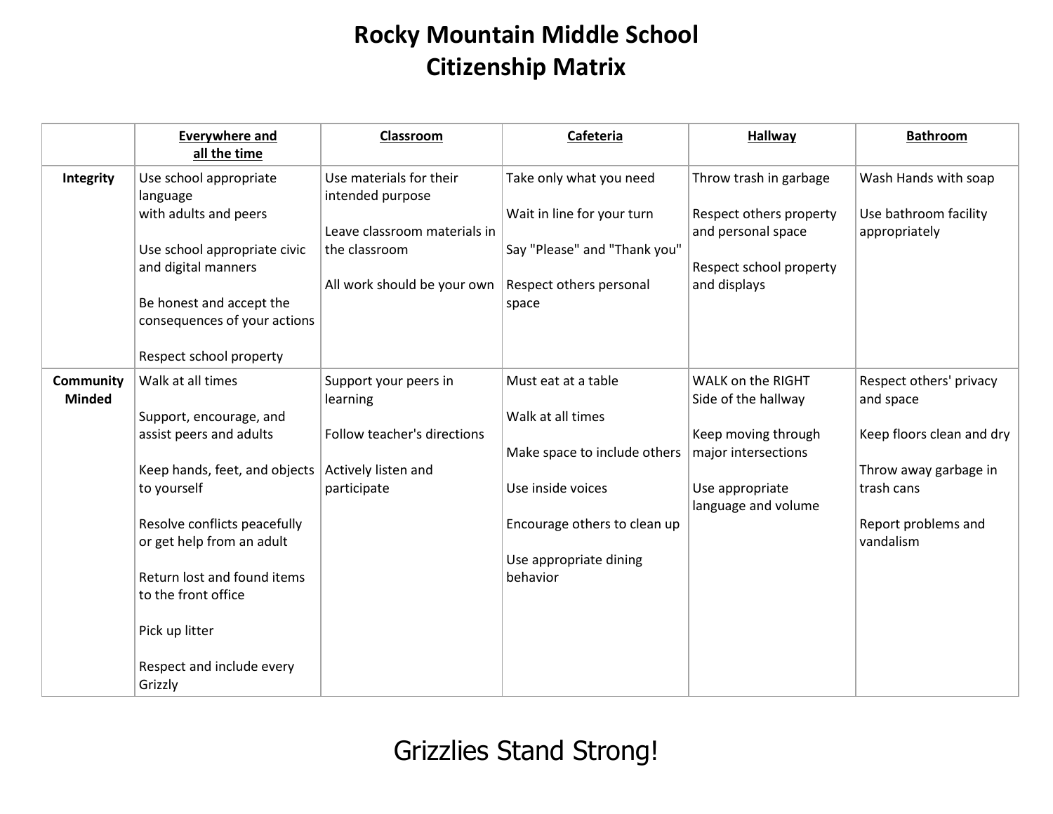# Rocky Mountain Middle School
# Citizenship Matrix

| | Everywhere and all the time | Classroom | Cafeteria | Hallway | Bathroom |
|---|---|---|---|---|---|
| **Integrity** | Use school appropriate language with adults and peers<br><br>Use school appropriate civic and digital manners<br><br>Be honest and accept the consequences of your actions<br><br>Respect school property | Use materials for their intended purpose<br><br>Leave classroom materials in the classroom<br><br>All work should be your own | Take only what you need<br><br>Wait in line for your turn<br><br>Say "Please" and "Thank you"<br><br>Respect others personal space | Throw trash in garbage<br><br>Respect others property and personal space<br><br>Respect school property and displays | Wash Hands with soap<br><br>Use bathroom facility appropriately |
| **Community Minded** | Walk at all times<br><br>Support, encourage, and assist peers and adults<br><br>Keep hands, feet, and objects to yourself<br><br>Resolve conflicts peacefully or get help from an adult<br><br>Return lost and found items to the front office<br><br>Pick up litter<br><br>Respect and include every Grizzly | Support your peers in learning<br><br>Follow teacher's directions<br><br>Actively listen and participate | Must eat at a table<br><br>Walk at all times<br><br>Make space to include others<br><br>Use inside voices<br><br>Encourage others to clean up<br><br>Use appropriate dining behavior | WALK on the RIGHT Side of the hallway<br><br>Keep moving through major intersections<br><br>Use appropriate language and volume | Respect others' privacy and space<br><br>Keep floors clean and dry<br><br>Throw away garbage in trash cans<br><br>Report problems and vandalism |

Grizzlies Stand Strong!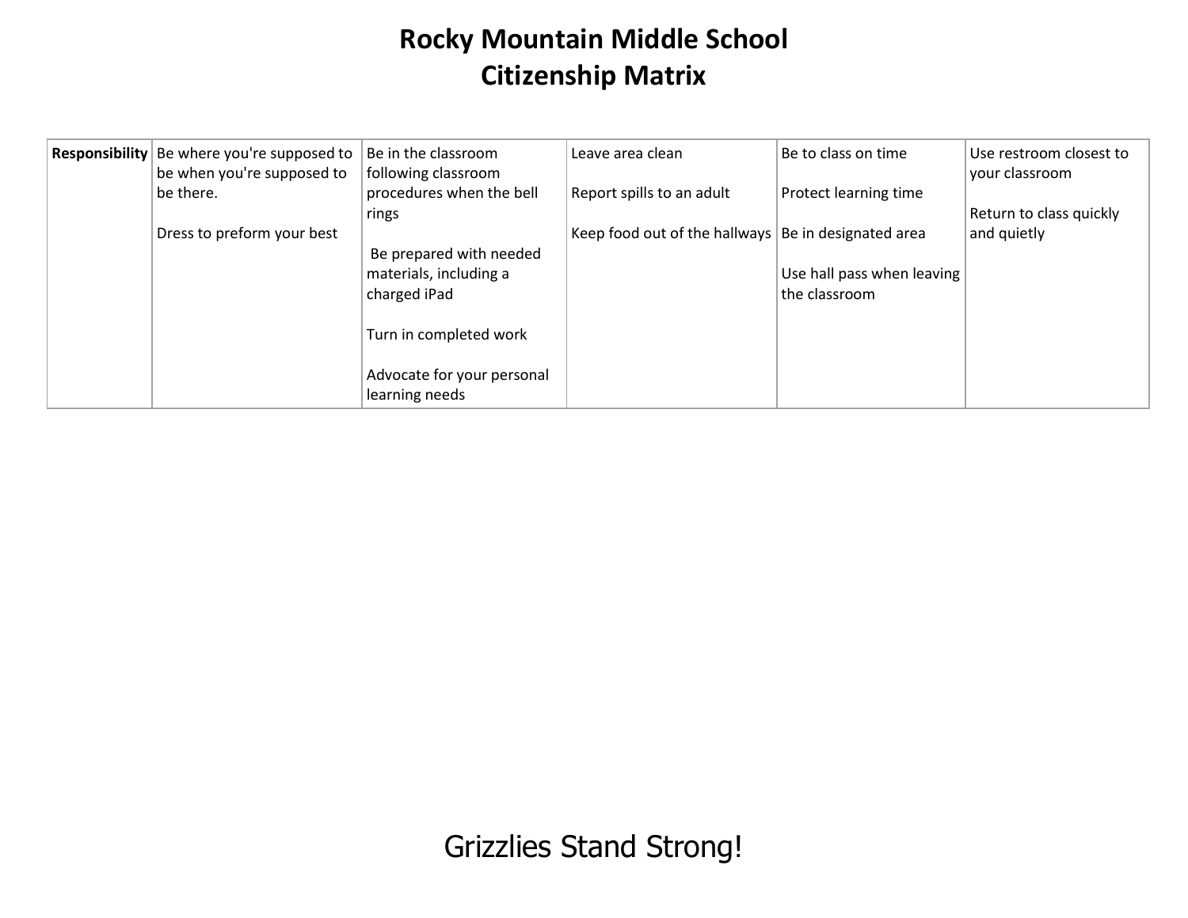# Rocky Mountain Middle School
# Citizenship Matrix

| | | | | | |
|---|---|---|---|---|---|
| **Responsibility** | Be where you're supposed to be when you're supposed to be there.<br><br>Dress to preform your best | Be in the classroom following classroom procedures when the bell rings<br><br>Be prepared with needed materials, including a charged iPad<br><br>Turn in completed work<br><br>Advocate for your personal learning needs | Leave area clean<br><br>Report spills to an adult<br><br>Keep food out of the hallways | Be to class on time<br><br>Protect learning time<br><br>Be in designated area<br><br>Use hall pass when leaving the classroom | Use restroom closest to your classroom<br><br>Return to class quickly and quietly |

Grizzlies Stand Strong!